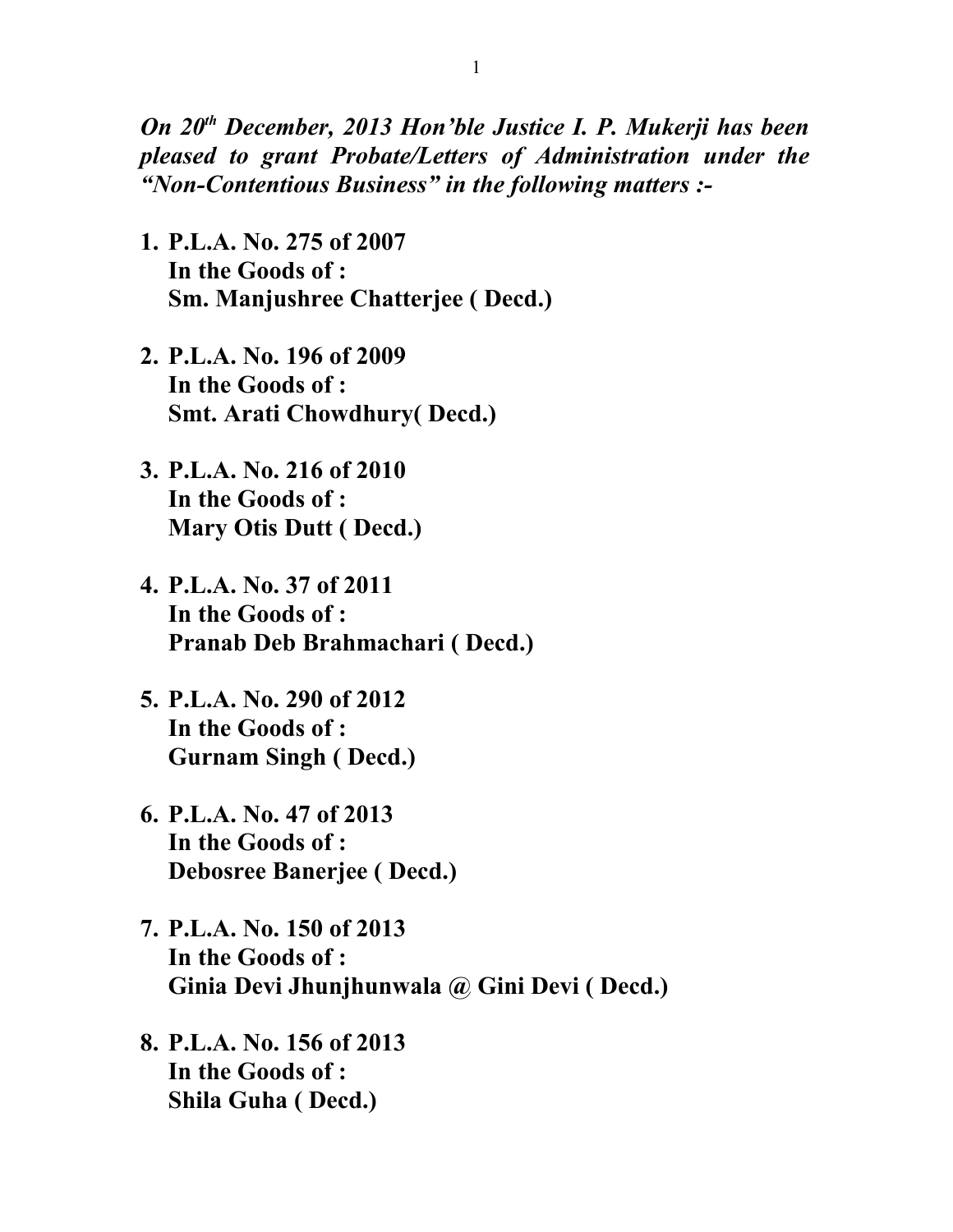***On 20th December, 2013 Hon'ble Justice I. P. Mukerji has been pleased to grant Probate/Letters of Administration under the "Non-Contentious Business" in the following matters :-***

1. **P.L.A. No. 275 of 2007**
   **In the Goods of :**
   **Sm. Manjushree Chatterjee ( Decd.)**

2. **P.L.A. No. 196 of 2009**
   **In the Goods of :**
   **Smt. Arati Chowdhury( Decd.)**

3. **P.L.A. No. 216 of 2010**
   **In the Goods of :**
   **Mary Otis Dutt ( Decd.)**

4. **P.L.A. No. 37 of 2011**
   **In the Goods of :**
   **Pranab Deb Brahmachari ( Decd.)**

5. **P.L.A. No. 290 of 2012**
   **In the Goods of :**
   **Gurnam Singh ( Decd.)**

6. **P.L.A. No. 47 of 2013**
   **In the Goods of :**
   **Debosree Banerjee ( Decd.)**

7. **P.L.A. No. 150 of 2013**
   **In the Goods of :**
   **Ginia Devi Jhunjhunwala @ Gini Devi ( Decd.)**

8. **P.L.A. No. 156 of 2013**
   **In the Goods of :**
   **Shila Guha ( Decd.)**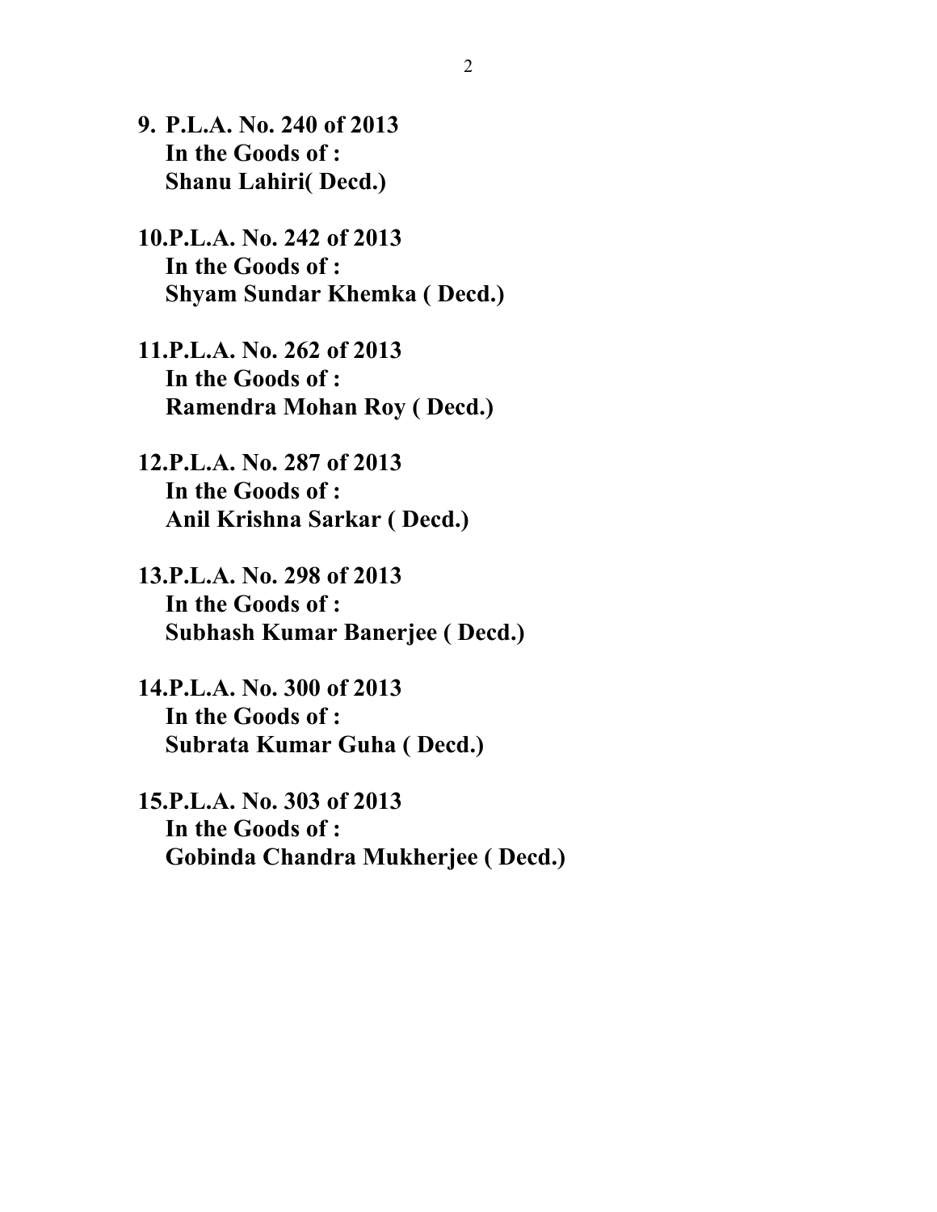9. **P.L.A. No. 240 of 2013**
   **In the Goods of :**
   **Shanu Lahiri( Decd.)**

10. **P.L.A. No. 242 of 2013**
    **In the Goods of :**
    **Shyam Sundar Khemka ( Decd.)**

11. **P.L.A. No. 262 of 2013**
    **In the Goods of :**
    **Ramendra Mohan Roy ( Decd.)**

12. **P.L.A. No. 287 of 2013**
    **In the Goods of :**
    **Anil Krishna Sarkar ( Decd.)**

13. **P.L.A. No. 298 of 2013**
    **In the Goods of :**
    **Subhash Kumar Banerjee ( Decd.)**

14. **P.L.A. No. 300 of 2013**
    **In the Goods of :**
    **Subrata Kumar Guha ( Decd.)**

15. **P.L.A. No. 303 of 2013**
    **In the Goods of :**
    **Gobinda Chandra Mukherjee ( Decd.)**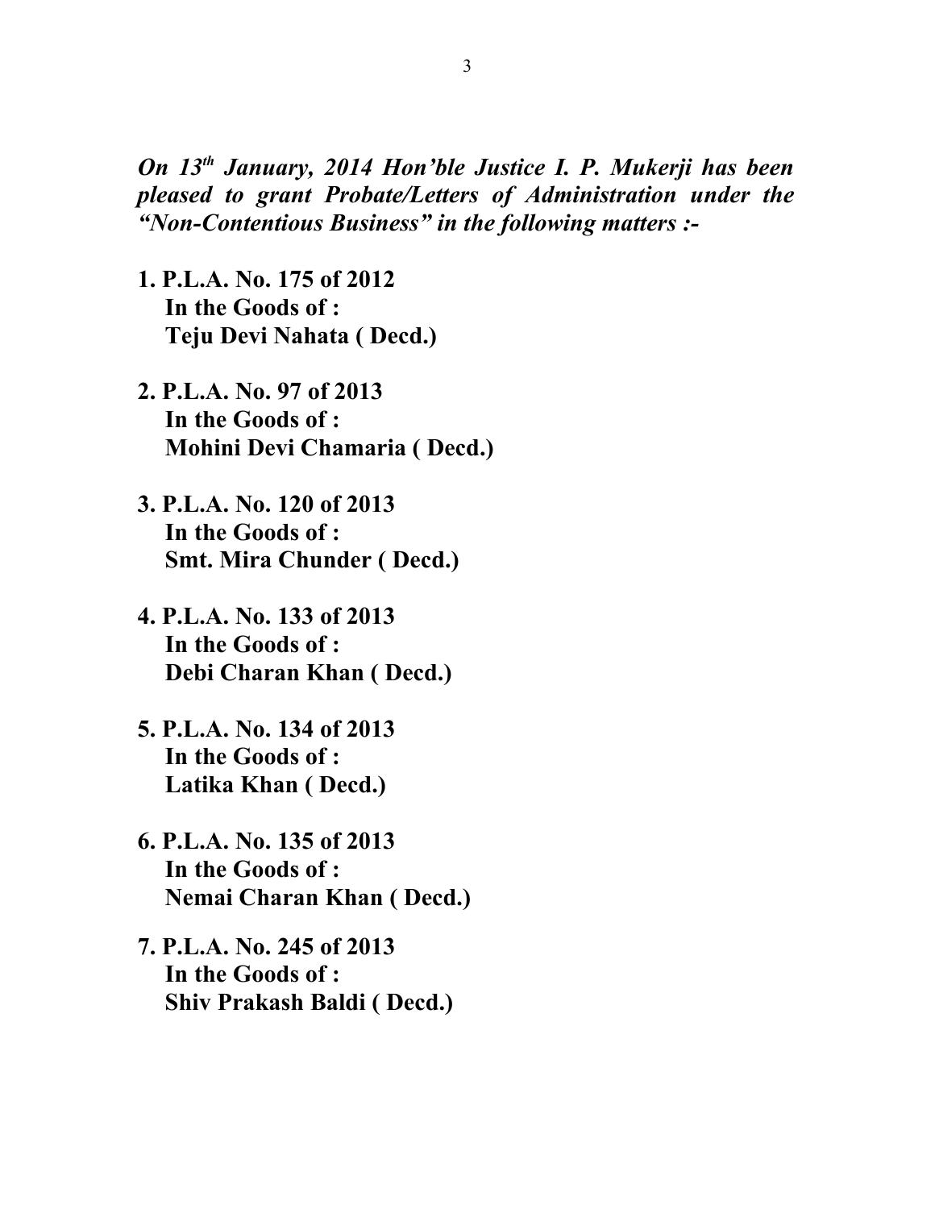***On 13th January, 2014 Hon'ble Justice I. P. Mukerji has been pleased to grant Probate/Letters of Administration under the "Non-Contentious Business" in the following matters :-***

1. **P.L.A. No. 175 of 2012**
   **In the Goods of :**
   **Teju Devi Nahata ( Decd.)**

2. **P.L.A. No. 97 of 2013**
   **In the Goods of :**
   **Mohini Devi Chamaria ( Decd.)**

3. **P.L.A. No. 120 of 2013**
   **In the Goods of :**
   **Smt. Mira Chunder ( Decd.)**

4. **P.L.A. No. 133 of 2013**
   **In the Goods of :**
   **Debi Charan Khan ( Decd.)**

5. **P.L.A. No. 134 of 2013**
   **In the Goods of :**
   **Latika Khan ( Decd.)**

6. **P.L.A. No. 135 of 2013**
   **In the Goods of :**
   **Nemai Charan Khan ( Decd.)**

7. **P.L.A. No. 245 of 2013**
   **In the Goods of :**
   **Shiv Prakash Baldi ( Decd.)**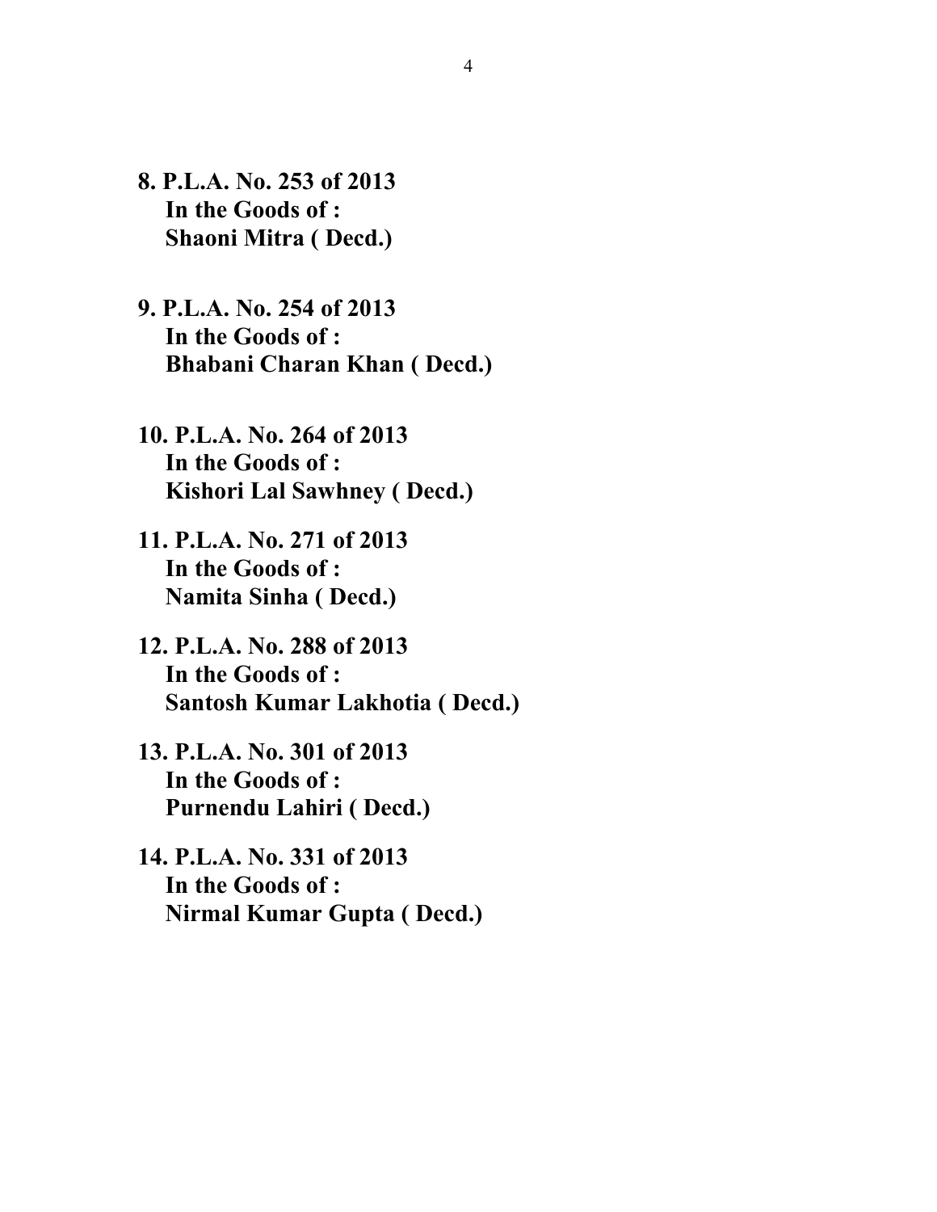**8. P.L.A. No. 253 of 2013**
**In the Goods of :**
**Shaoni Mitra ( Decd.)**

**9. P.L.A. No. 254 of 2013**
**In the Goods of :**
**Bhabani Charan Khan ( Decd.)**

**10. P.L.A. No. 264 of 2013**
**In the Goods of :**
**Kishori Lal Sawhney ( Decd.)**

**11. P.L.A. No. 271 of 2013**
**In the Goods of :**
**Namita Sinha ( Decd.)**

**12. P.L.A. No. 288 of 2013**
**In the Goods of :**
**Santosh Kumar Lakhotia ( Decd.)**

**13. P.L.A. No. 301 of 2013**
**In the Goods of :**
**Purnendu Lahiri ( Decd.)**

**14. P.L.A. No. 331 of 2013**
**In the Goods of :**
**Nirmal Kumar Gupta ( Decd.)**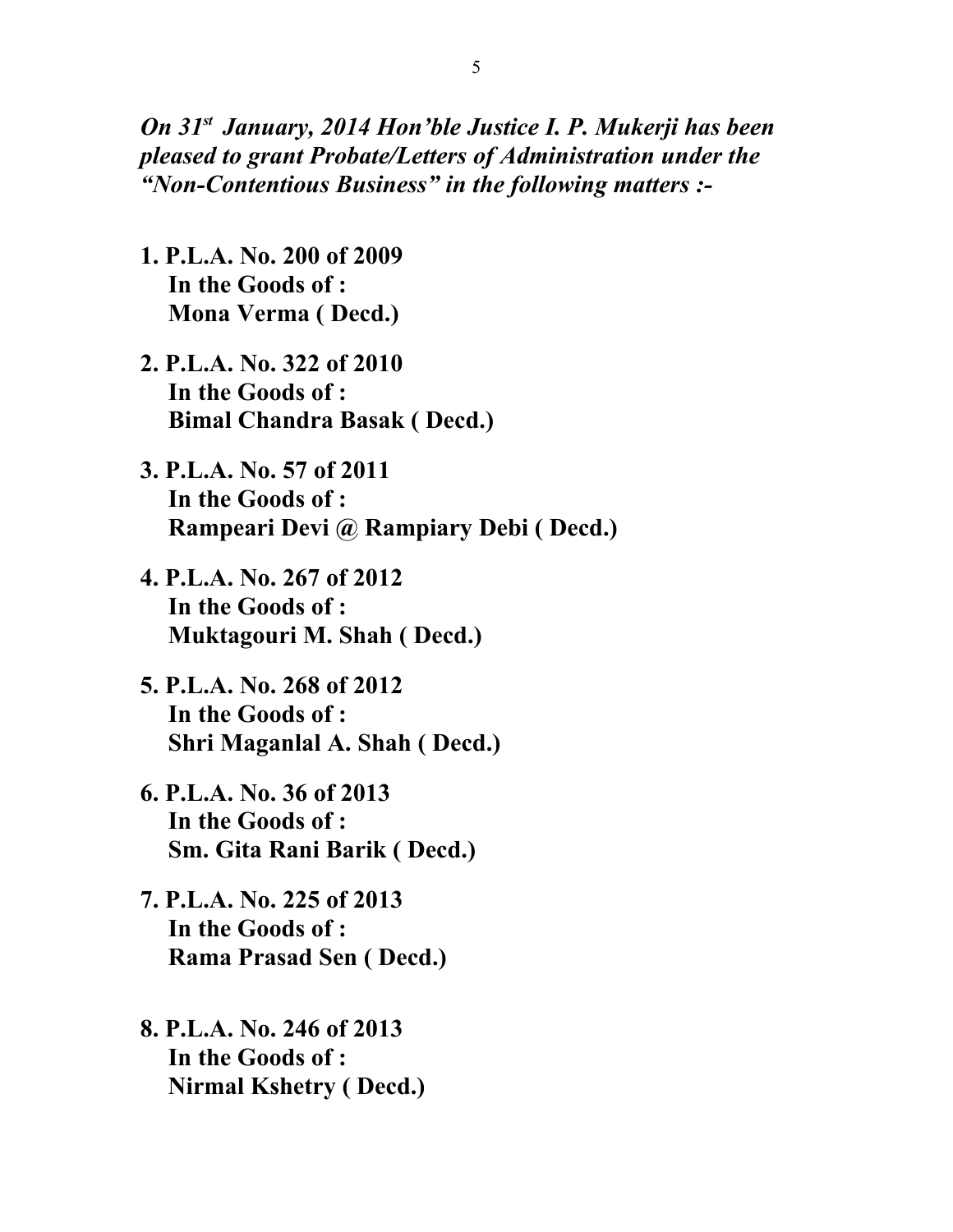***On 31st January, 2014 Hon'ble Justice I. P. Mukerji has been pleased to grant Probate/Letters of Administration under the "Non-Contentious Business" in the following matters :-***

1. **P.L.A. No. 200 of 2009**
   **In the Goods of :**
   **Mona Verma ( Decd.)**

2. **P.L.A. No. 322 of 2010**
   **In the Goods of :**
   **Bimal Chandra Basak ( Decd.)**

3. **P.L.A. No. 57 of 2011**
   **In the Goods of :**
   **Rampeari Devi @ Rampiary Debi ( Decd.)**

4. **P.L.A. No. 267 of 2012**
   **In the Goods of :**
   **Muktagouri M. Shah ( Decd.)**

5. **P.L.A. No. 268 of 2012**
   **In the Goods of :**
   **Shri Maganlal A. Shah ( Decd.)**

6. **P.L.A. No. 36 of 2013**
   **In the Goods of :**
   **Sm. Gita Rani Barik ( Decd.)**

7. **P.L.A. No. 225 of 2013**
   **In the Goods of :**
   **Rama Prasad Sen ( Decd.)**

8. **P.L.A. No. 246 of 2013**
   **In the Goods of :**
   **Nirmal Kshetry ( Decd.)**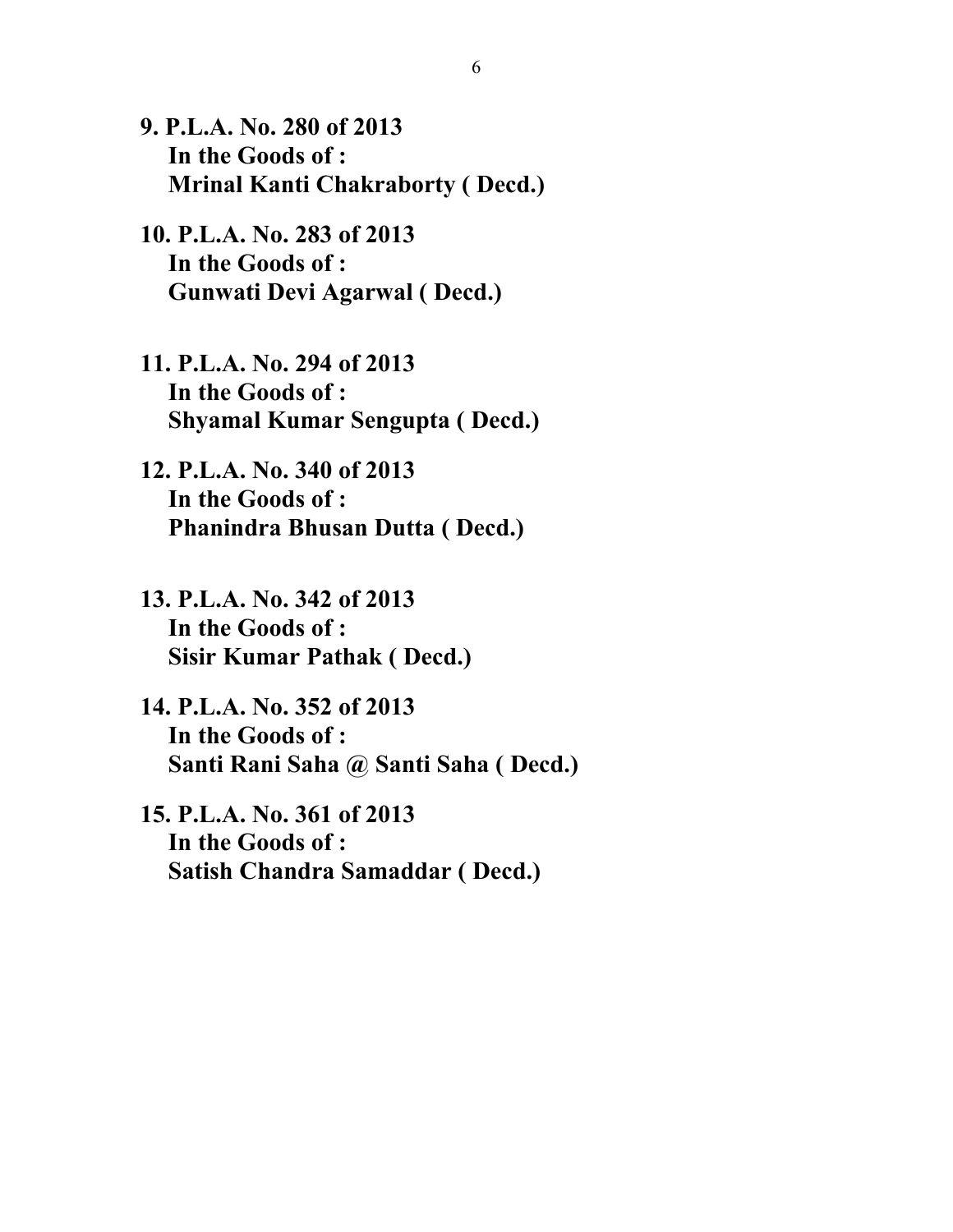**9. P.L.A. No. 280 of 2013**
**In the Goods of :**
**Mrinal Kanti Chakraborty ( Decd.)**

**10. P.L.A. No. 283 of 2013**
**In the Goods of :**
**Gunwati Devi Agarwal ( Decd.)**

**11. P.L.A. No. 294 of 2013**
**In the Goods of :**
**Shyamal Kumar Sengupta ( Decd.)**

**12. P.L.A. No. 340 of 2013**
**In the Goods of :**
**Phanindra Bhusan Dutta ( Decd.)**

**13. P.L.A. No. 342 of 2013**
**In the Goods of :**
**Sisir Kumar Pathak ( Decd.)**

**14. P.L.A. No. 352 of 2013**
**In the Goods of :**
**Santi Rani Saha @ Santi Saha ( Decd.)**

**15. P.L.A. No. 361 of 2013**
**In the Goods of :**
**Satish Chandra Samaddar ( Decd.)**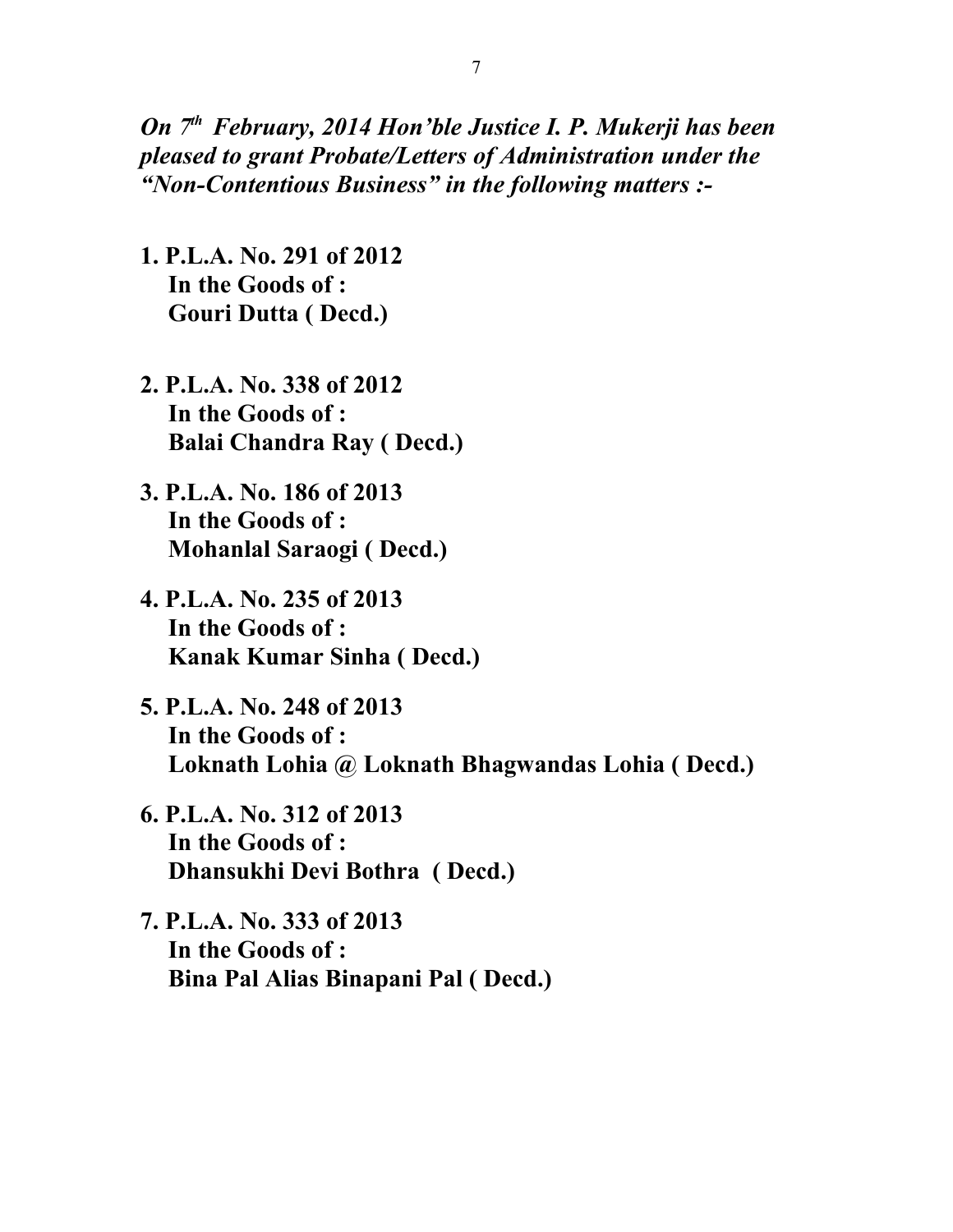***On 7th February, 2014 Hon'ble Justice I. P. Mukerji has been pleased to grant Probate/Letters of Administration under the "Non-Contentious Business" in the following matters :-***

1. **P.L.A. No. 291 of 2012**
   **In the Goods of :**
   **Gouri Dutta ( Decd.)**

2. **P.L.A. No. 338 of 2012**
   **In the Goods of :**
   **Balai Chandra Ray ( Decd.)**

3. **P.L.A. No. 186 of 2013**
   **In the Goods of :**
   **Mohanlal Saraogi ( Decd.)**

4. **P.L.A. No. 235 of 2013**
   **In the Goods of :**
   **Kanak Kumar Sinha ( Decd.)**

5. **P.L.A. No. 248 of 2013**
   **In the Goods of :**
   **Loknath Lohia @ Loknath Bhagwandas Lohia ( Decd.)**

6. **P.L.A. No. 312 of 2013**
   **In the Goods of :**
   **Dhansukhi Devi Bothra ( Decd.)**

7. **P.L.A. No. 333 of 2013**
   **In the Goods of :**
   **Bina Pal Alias Binapani Pal ( Decd.)**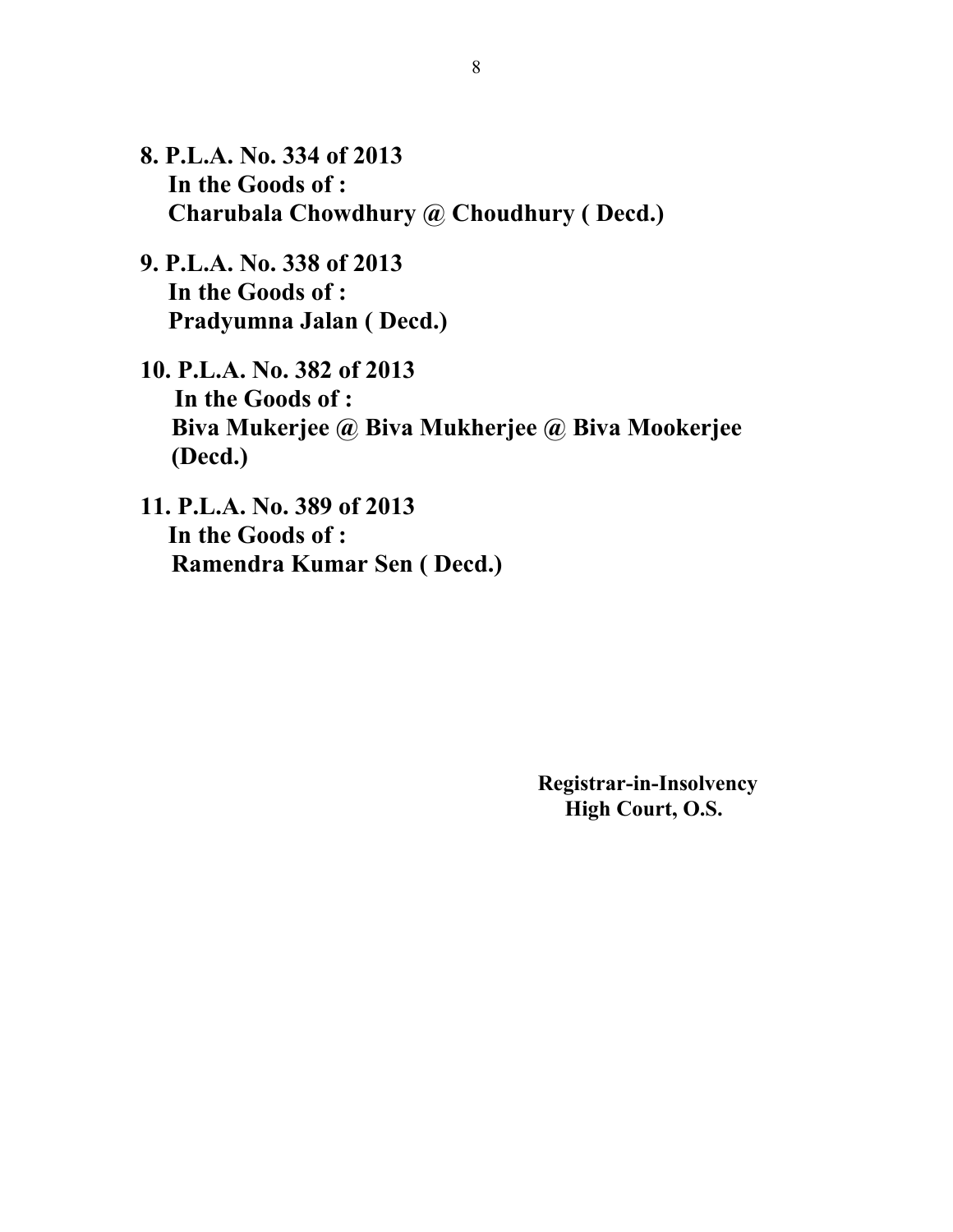**8. P.L.A. No. 334 of 2013**
**In the Goods of :**
**Charubala Chowdhury @ Choudhury ( Decd.)**

**9. P.L.A. No. 338 of 2013**
**In the Goods of :**
**Pradyumna Jalan ( Decd.)**

**10. P.L.A. No. 382 of 2013**
**In the Goods of :**
**Biva Mukerjee @ Biva Mukherjee @ Biva Mookerjee (Decd.)**

**11. P.L.A. No. 389 of 2013**
**In the Goods of :**
**Ramendra Kumar Sen ( Decd.)**

**Registrar-in-Insolvency**
**High Court, O.S.**